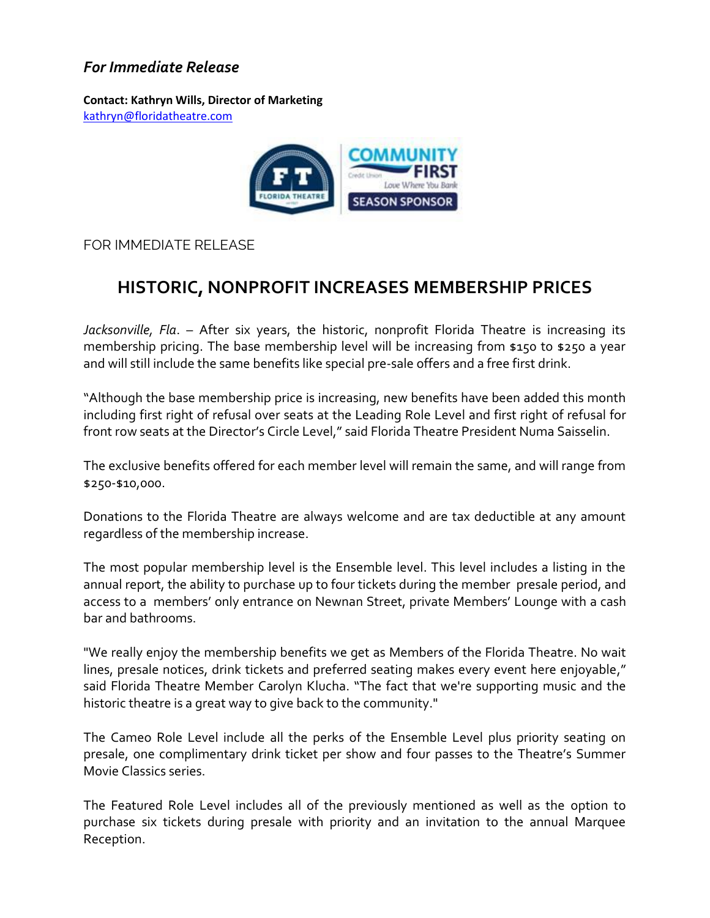*For Immediate Release*

**Contact: Kathryn Wills, Director of Marketing**
kathryn@floridatheatre.com

FOR IMMEDIATE RELEASE

## HISTORIC, NONPROFIT INCREASES MEMBERSHIP PRICES

*Jacksonville, Fla*. – After six years, the historic, nonprofit Florida Theatre is increasing its membership pricing. The base membership level will be increasing from $150 to $250 a year and will still include the same benefits like special pre-sale offers and a free first drink.

"Although the base membership price is increasing, new benefits have been added this month including first right of refusal over seats at the Leading Role Level and first right of refusal for front row seats at the Director's Circle Level," said Florida Theatre President Numa Saisselin.

The exclusive benefits offered for each member level will remain the same, and will range from $250-$10,000.

Donations to the Florida Theatre are always welcome and are tax deductible at any amount regardless of the membership increase.

The most popular membership level is the Ensemble level. This level includes a listing in the annual report, the ability to purchase up to four tickets during the member presale period, and access to a members' only entrance on Newnan Street, private Members' Lounge with a cash bar and bathrooms.

"We really enjoy the membership benefits we get as Members of the Florida Theatre. No wait lines, presale notices, drink tickets and preferred seating makes every event here enjoyable," said Florida Theatre Member Carolyn Klucha. "The fact that we're supporting music and the historic theatre is a great way to give back to the community."

The Cameo Role Level include all the perks of the Ensemble Level plus priority seating on presale, one complimentary drink ticket per show and four passes to the Theatre's Summer Movie Classics series.

The Featured Role Level includes all of the previously mentioned as well as the option to purchase six tickets during presale with priority and an invitation to the annual Marquee Reception.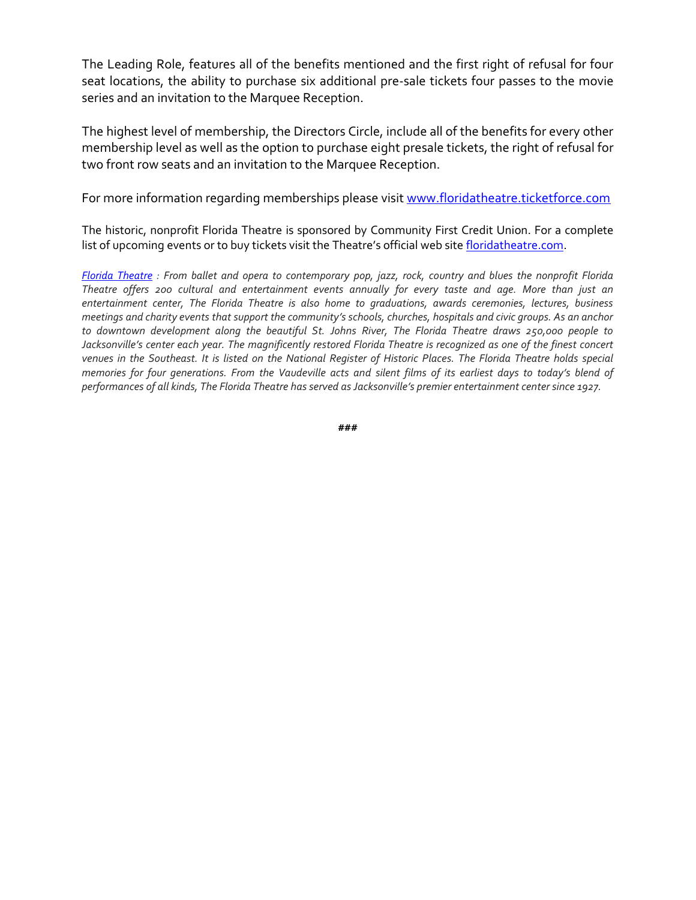The Leading Role, features all of the benefits mentioned and the first right of refusal for four seat locations, the ability to purchase six additional pre-sale tickets four passes to the movie series and an invitation to the Marquee Reception.

The highest level of membership, the Directors Circle, include all of the benefits for every other membership level as well as the option to purchase eight presale tickets, the right of refusal for two front row seats and an invitation to the Marquee Reception.

For more information regarding memberships please visit [www.floridatheatre.ticketforce.com](www.floridatheatre.ticketforce.com)

The historic, nonprofit Florida Theatre is sponsored by Community First Credit Union. For a complete list of upcoming events or to buy tickets visit the Theatre's official web site [floridatheatre.com](floridatheatre.com).

*[Florida Theatre](Florida Theatre) : From ballet and opera to contemporary pop, jazz, rock, country and blues the nonprofit Florida Theatre offers 200 cultural and entertainment events annually for every taste and age. More than just an entertainment center, The Florida Theatre is also home to graduations, awards ceremonies, lectures, business meetings and charity events that support the community's schools, churches, hospitals and civic groups. As an anchor to downtown development along the beautiful St. Johns River, The Florida Theatre draws 250,000 people to Jacksonville's center each year. The magnificently restored Florida Theatre is recognized as one of the finest concert venues in the Southeast. It is listed on the National Register of Historic Places. The Florida Theatre holds special memories for four generations. From the Vaudeville acts and silent films of its earliest days to today's blend of performances of all kinds, The Florida Theatre has served as Jacksonville's premier entertainment center since 1927.*

**###**